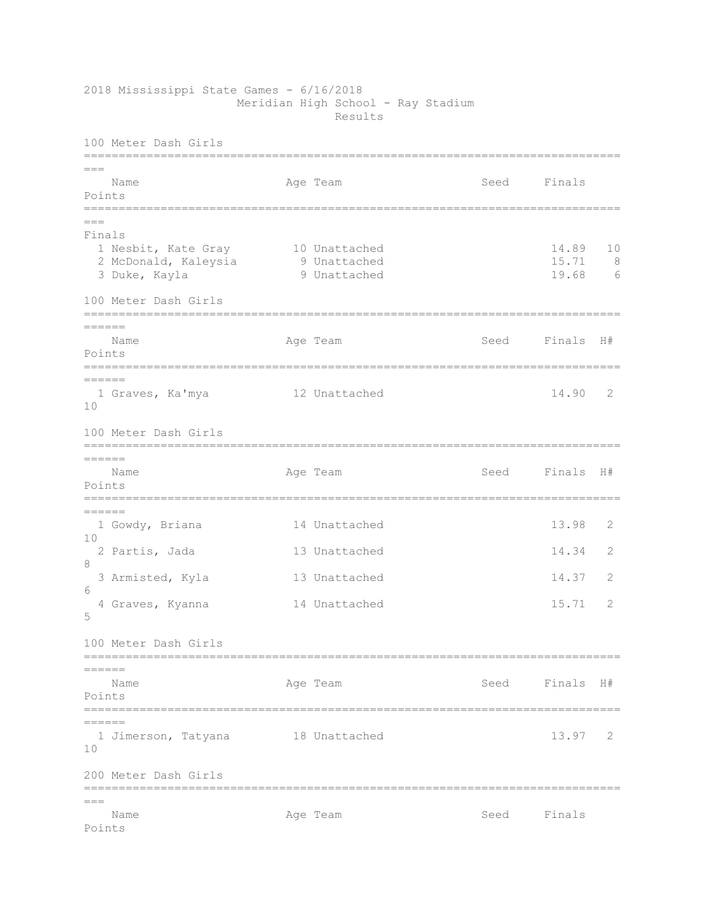2018 Mississippi State Games - 6/16/2018

Meridian High School - Ray Stadium

Results

## 100 Meter Dash Girls

Finals

| | Name | Age | Team | Seed | Finals | Points |
|---|---|---|---|---|---|---|
| 1 | Nesbit, Kate Gray | 10 | Unattached | | 14.89 | 10 |
| 2 | McDonald, Kaleysia | 9 | Unattached | | 15.71 | 8 |
| 3 | Duke, Kayla | 9 | Unattached | | 19.68 | 6 |

## 100 Meter Dash Girls

| | Name | Age | Team | Seed | Finals | H# | Points |
|---|---|---|---|---|---|---|---|
| 1 | Graves, Ka'mya | 12 | Unattached | | 14.90 | 2 | 10 |

## 100 Meter Dash Girls

| | Name | Age | Team | Seed | Finals | H# | Points |
|---|---|---|---|---|---|---|---|
| 1 | Gowdy, Briana | 14 | Unattached | | 13.98 | 2 | 10 |
| 2 | Partis, Jada | 13 | Unattached | | 14.34 | 2 | 8 |
| 3 | Armisted, Kyla | 13 | Unattached | | 14.37 | 2 | 6 |
| 4 | Graves, Kyanna | 14 | Unattached | | 15.71 | 2 | 5 |

## 100 Meter Dash Girls

| | Name | Age | Team | Seed | Finals | H# | Points |
|---|---|---|---|---|---|---|---|
| 1 | Jimerson, Tatyana | 18 | Unattached | | 13.97 | 2 | 10 |

## 200 Meter Dash Girls

| | Name | Age | Team | Seed | Finals | Points |
|---|---|---|---|---|---|---|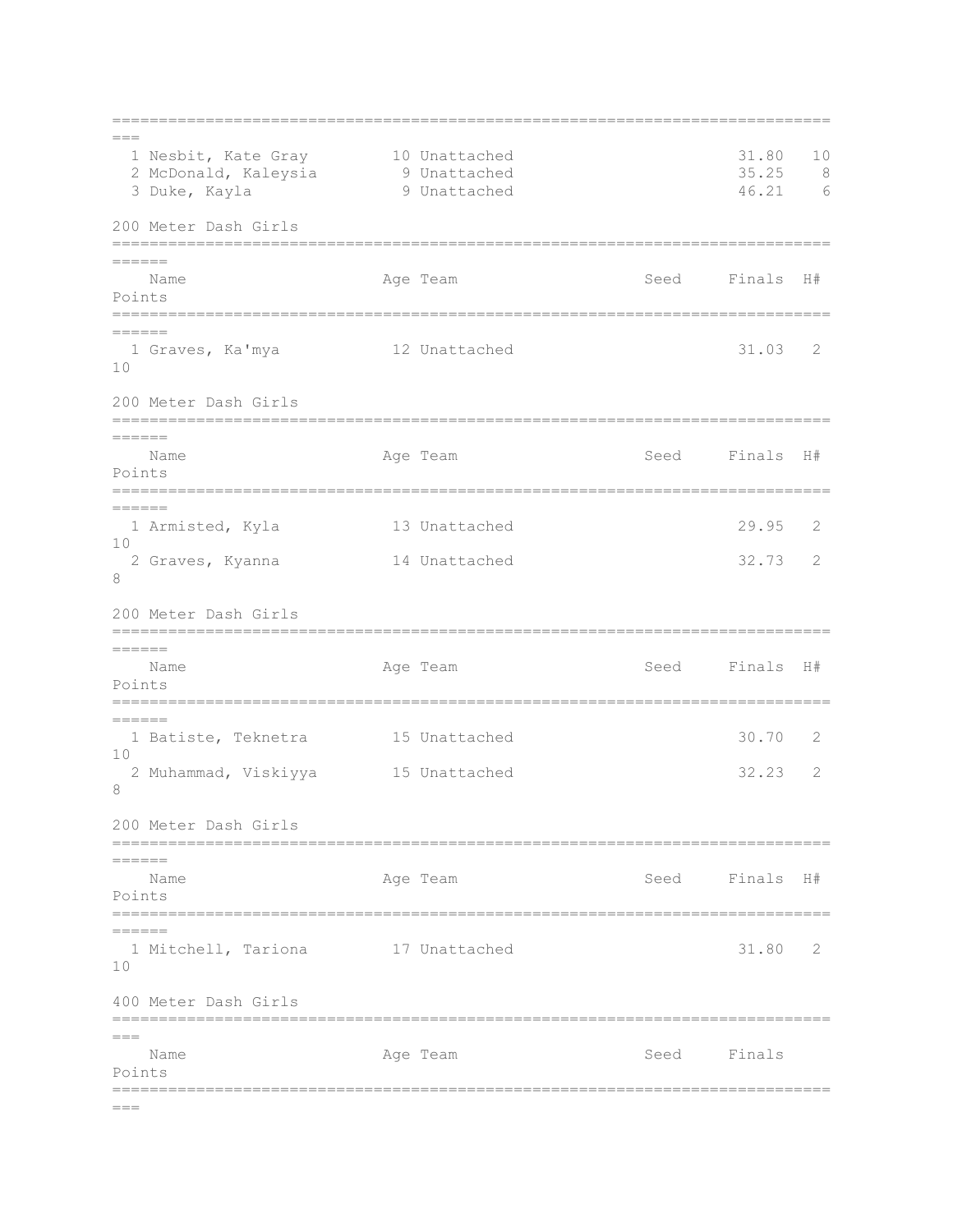| Place | Name | Age | Team | Seed | Finals | Points |
|---|---|---|---|---|---|---|
| 1 | Nesbit, Kate Gray | 10 | Unattached | | 31.80 | 10 |
| 2 | McDonald, Kaleysia | 9 | Unattached | | 35.25 | 8 |
| 3 | Duke, Kayla | 9 | Unattached | | 46.21 | 6 |

## 200 Meter Dash Girls

| Place | Name | Age | Team | Seed | Finals | H# | Points |
|---|---|---|---|---|---|---|---|
| 1 | Graves, Ka'mya | 12 | Unattached | | 31.03 | 2 | 10 |

## 200 Meter Dash Girls

| Place | Name | Age | Team | Seed | Finals | H# | Points |
|---|---|---|---|---|---|---|---|
| 1 | Armisted, Kyla | 13 | Unattached | | 29.95 | 2 | 10 |
| 2 | Graves, Kyanna | 14 | Unattached | | 32.73 | 2 | 8 |

## 200 Meter Dash Girls

| Place | Name | Age | Team | Seed | Finals | H# | Points |
|---|---|---|---|---|---|---|---|
| 1 | Batiste, Teknetra | 15 | Unattached | | 30.70 | 2 | 10 |
| 2 | Muhammad, Viskiyya | 15 | Unattached | | 32.23 | 2 | 8 |

## 200 Meter Dash Girls

| Place | Name | Age | Team | Seed | Finals | H# | Points |
|---|---|---|---|---|---|---|---|
| 1 | Mitchell, Tariona | 17 | Unattached | | 31.80 | 2 | 10 |

## 400 Meter Dash Girls

| Place | Name | Age | Team | Seed | Finals | Points |
|---|---|---|---|---|---|---|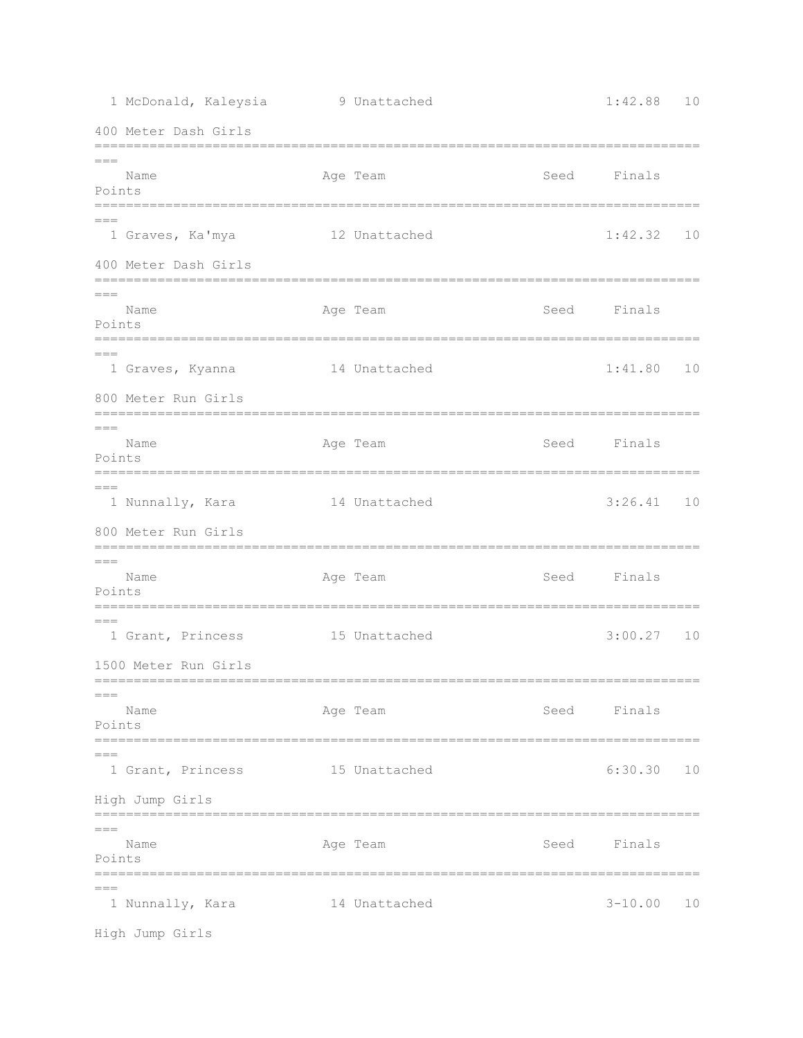| | Name | Age | Team | Seed | Finals | Points |
|---|---|---|---|---|---|---|
| 1 | McDonald, Kaleysia | 9 | Unattached | | 1:42.88 | 10 |

### 400 Meter Dash Girls

| | Name | Age | Team | Seed | Finals | Points |
|---|---|---|---|---|---|---|
| 1 | Graves, Ka'mya | 12 | Unattached | | 1:42.32 | 10 |

### 400 Meter Dash Girls

| | Name | Age | Team | Seed | Finals | Points |
|---|---|---|---|---|---|---|
| 1 | Graves, Kyanna | 14 | Unattached | | 1:41.80 | 10 |

### 800 Meter Run Girls

| | Name | Age | Team | Seed | Finals | Points |
|---|---|---|---|---|---|---|
| 1 | Nunnally, Kara | 14 | Unattached | | 3:26.41 | 10 |

### 800 Meter Run Girls

| | Name | Age | Team | Seed | Finals | Points |
|---|---|---|---|---|---|---|
| 1 | Grant, Princess | 15 | Unattached | | 3:00.27 | 10 |

### 1500 Meter Run Girls

| | Name | Age | Team | Seed | Finals | Points |
|---|---|---|---|---|---|---|
| 1 | Grant, Princess | 15 | Unattached | | 6:30.30 | 10 |

### High Jump Girls

| | Name | Age | Team | Seed | Finals | Points |
|---|---|---|---|---|---|---|
| 1 | Nunnally, Kara | 14 | Unattached | | 3-10.00 | 10 |

### High Jump Girls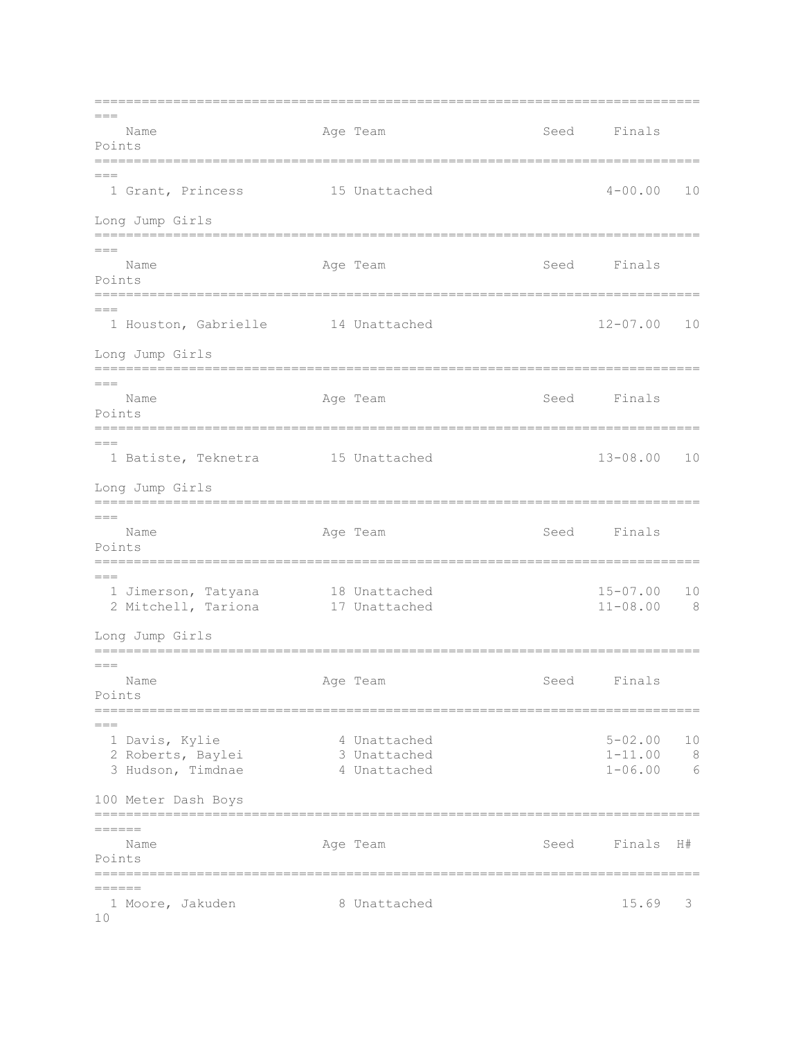| | Name | Age | Team | Seed | Finals | Points |
|---|---|---|---|---|---|---|
| 1 | Grant, Princess | 15 | Unattached | | 4-00.00 | 10 |

### Long Jump Girls

| | Name | Age | Team | Seed | Finals | Points |
|---|---|---|---|---|---|---|
| 1 | Houston, Gabrielle | 14 | Unattached | | 12-07.00 | 10 |

### Long Jump Girls

| | Name | Age | Team | Seed | Finals | Points |
|---|---|---|---|---|---|---|
| 1 | Batiste, Teknetra | 15 | Unattached | | 13-08.00 | 10 |

### Long Jump Girls

| | Name | Age | Team | Seed | Finals | Points |
|---|---|---|---|---|---|---|
| 1 | Jimerson, Tatyana | 18 | Unattached | | 15-07.00 | 10 |
| 2 | Mitchell, Tariona | 17 | Unattached | | 11-08.00 | 8 |

### Long Jump Girls

| | Name | Age | Team | Seed | Finals | Points |
|---|---|---|---|---|---|---|
| 1 | Davis, Kylie | 4 | Unattached | | 5-02.00 | 10 |
| 2 | Roberts, Baylei | 3 | Unattached | | 1-11.00 | 8 |
| 3 | Hudson, Timdnae | 4 | Unattached | | 1-06.00 | 6 |

### 100 Meter Dash Boys

| | Name | Age | Team | Seed | Finals | H# | Points |
|---|---|---|---|---|---|---|---|
| 1 | Moore, Jakuden | 8 | Unattached | | 15.69 | 3 | 10 |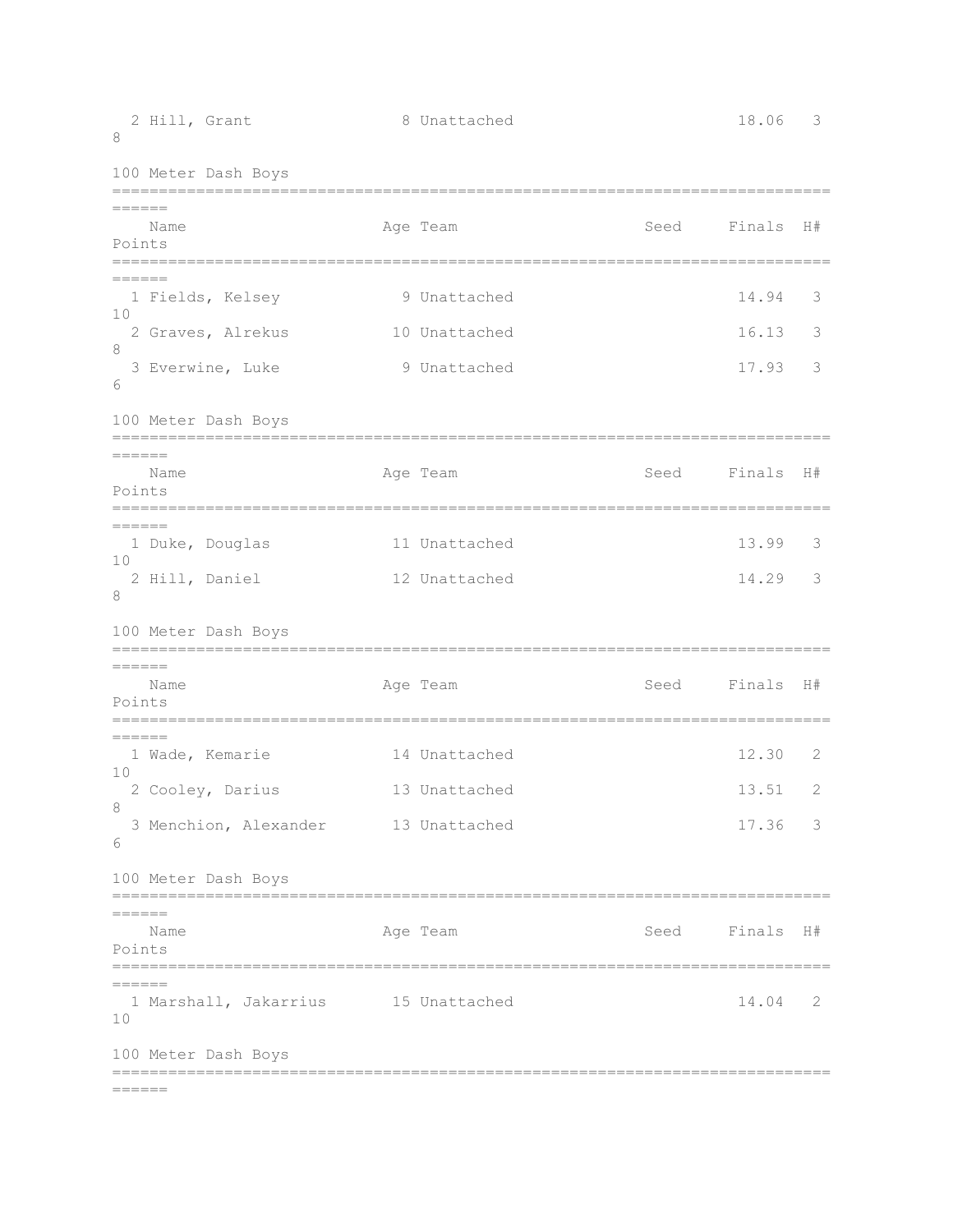| | Name | Age | Team | Seed | Finals | H# | Points |
|---|---|---|---|---|---|---|---|
| 2 | Hill, Grant | 8 | Unattached | | 18.06 | 3 | 8 |

100 Meter Dash Boys

| | Name | Age | Team | Seed | Finals | H# | Points |
|---|---|---|---|---|---|---|---|
| 1 | Fields, Kelsey | 9 | Unattached | | 14.94 | 3 | 10 |
| 2 | Graves, Alrekus | 10 | Unattached | | 16.13 | 3 | 8 |
| 3 | Everwine, Luke | 9 | Unattached | | 17.93 | 3 | 6 |

100 Meter Dash Boys

| | Name | Age | Team | Seed | Finals | H# | Points |
|---|---|---|---|---|---|---|---|
| 1 | Duke, Douglas | 11 | Unattached | | 13.99 | 3 | 10 |
| 2 | Hill, Daniel | 12 | Unattached | | 14.29 | 3 | 8 |

100 Meter Dash Boys

| | Name | Age | Team | Seed | Finals | H# | Points |
|---|---|---|---|---|---|---|---|
| 1 | Wade, Kemarie | 14 | Unattached | | 12.30 | 2 | 10 |
| 2 | Cooley, Darius | 13 | Unattached | | 13.51 | 2 | 8 |
| 3 | Menchion, Alexander | 13 | Unattached | | 17.36 | 3 | 6 |

100 Meter Dash Boys

| | Name | Age | Team | Seed | Finals | H# | Points |
|---|---|---|---|---|---|---|---|
| 1 | Marshall, Jakarrius | 15 | Unattached | | 14.04 | 2 | 10 |

100 Meter Dash Boys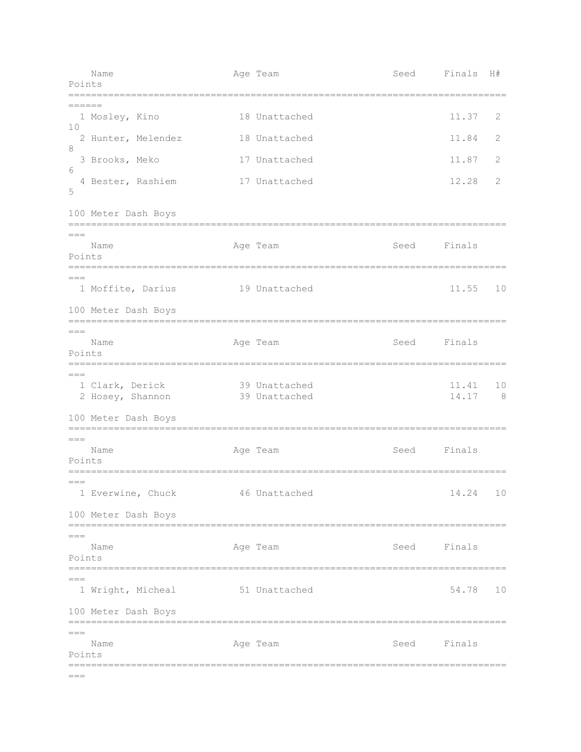| | Name | Age | Team | Seed | Finals | H# | Points |
|---|---|---|---|---|---|---|---|
| 1 | Mosley, Kino | 18 | Unattached | | 11.37 | 2 | 10 |
| 2 | Hunter, Melendez | 18 | Unattached | | 11.84 | 2 | 8 |
| 3 | Brooks, Meko | 17 | Unattached | | 11.87 | 2 | 6 |
| 4 | Bester, Rashiem | 17 | Unattached | | 12.28 | 2 | 5 |

## 100 Meter Dash Boys

| | Name | Age | Team | Seed | Finals | Points |
|---|---|---|---|---|---|---|
| 1 | Moffite, Darius | 19 | Unattached | | 11.55 | 10 |

## 100 Meter Dash Boys

| | Name | Age | Team | Seed | Finals | Points |
|---|---|---|---|---|---|---|
| 1 | Clark, Derick | 39 | Unattached | | 11.41 | 10 |
| 2 | Hosey, Shannon | 39 | Unattached | | 14.17 | 8 |

## 100 Meter Dash Boys

| | Name | Age | Team | Seed | Finals | Points |
|---|---|---|---|---|---|---|
| 1 | Everwine, Chuck | 46 | Unattached | | 14.24 | 10 |

## 100 Meter Dash Boys

| | Name | Age | Team | Seed | Finals | Points |
|---|---|---|---|---|---|---|
| 1 | Wright, Micheal | 51 | Unattached | | 54.78 | 10 |

## 100 Meter Dash Boys

| | Name | Age | Team | Seed | Finals | Points |
|---|---|---|---|---|---|---|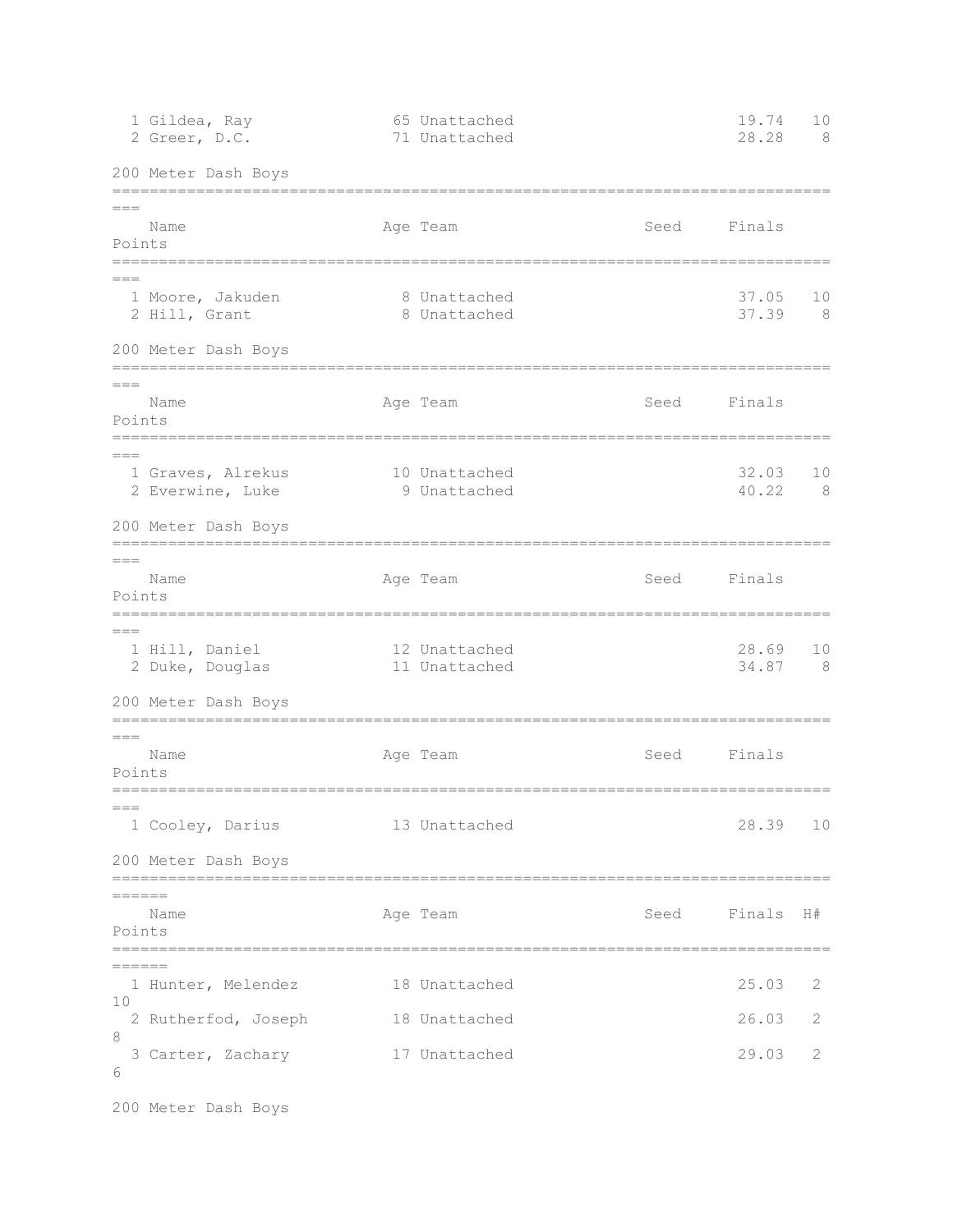| Place | Name | Age | Team | Seed | Finals | Points |
|---|---|---|---|---|---|---|
| 1 | Gildea, Ray | 65 | Unattached | | 19.74 | 10 |
| 2 | Greer, D.C. | 71 | Unattached | | 28.28 | 8 |

## 200 Meter Dash Boys

| Place | Name | Age | Team | Seed | Finals | Points |
|---|---|---|---|---|---|---|
| 1 | Moore, Jakuden | 8 | Unattached | | 37.05 | 10 |
| 2 | Hill, Grant | 8 | Unattached | | 37.39 | 8 |

## 200 Meter Dash Boys

| Place | Name | Age | Team | Seed | Finals | Points |
|---|---|---|---|---|---|---|
| 1 | Graves, Alrekus | 10 | Unattached | | 32.03 | 10 |
| 2 | Everwine, Luke | 9 | Unattached | | 40.22 | 8 |

## 200 Meter Dash Boys

| Place | Name | Age | Team | Seed | Finals | Points |
|---|---|---|---|---|---|---|
| 1 | Hill, Daniel | 12 | Unattached | | 28.69 | 10 |
| 2 | Duke, Douglas | 11 | Unattached | | 34.87 | 8 |

## 200 Meter Dash Boys

| Place | Name | Age | Team | Seed | Finals | Points |
|---|---|---|---|---|---|---|
| 1 | Cooley, Darius | 13 | Unattached | | 28.39 | 10 |

## 200 Meter Dash Boys

| Place | Name | Age | Team | Seed | Finals | H# | Points |
|---|---|---|---|---|---|---|---|
| 1 | Hunter, Melendez | 18 | Unattached | | 25.03 | 2 | 10 |
| 2 | Rutherfod, Joseph | 18 | Unattached | | 26.03 | 2 | 8 |
| 3 | Carter, Zachary | 17 | Unattached | | 29.03 | 2 | 6 |

## 200 Meter Dash Boys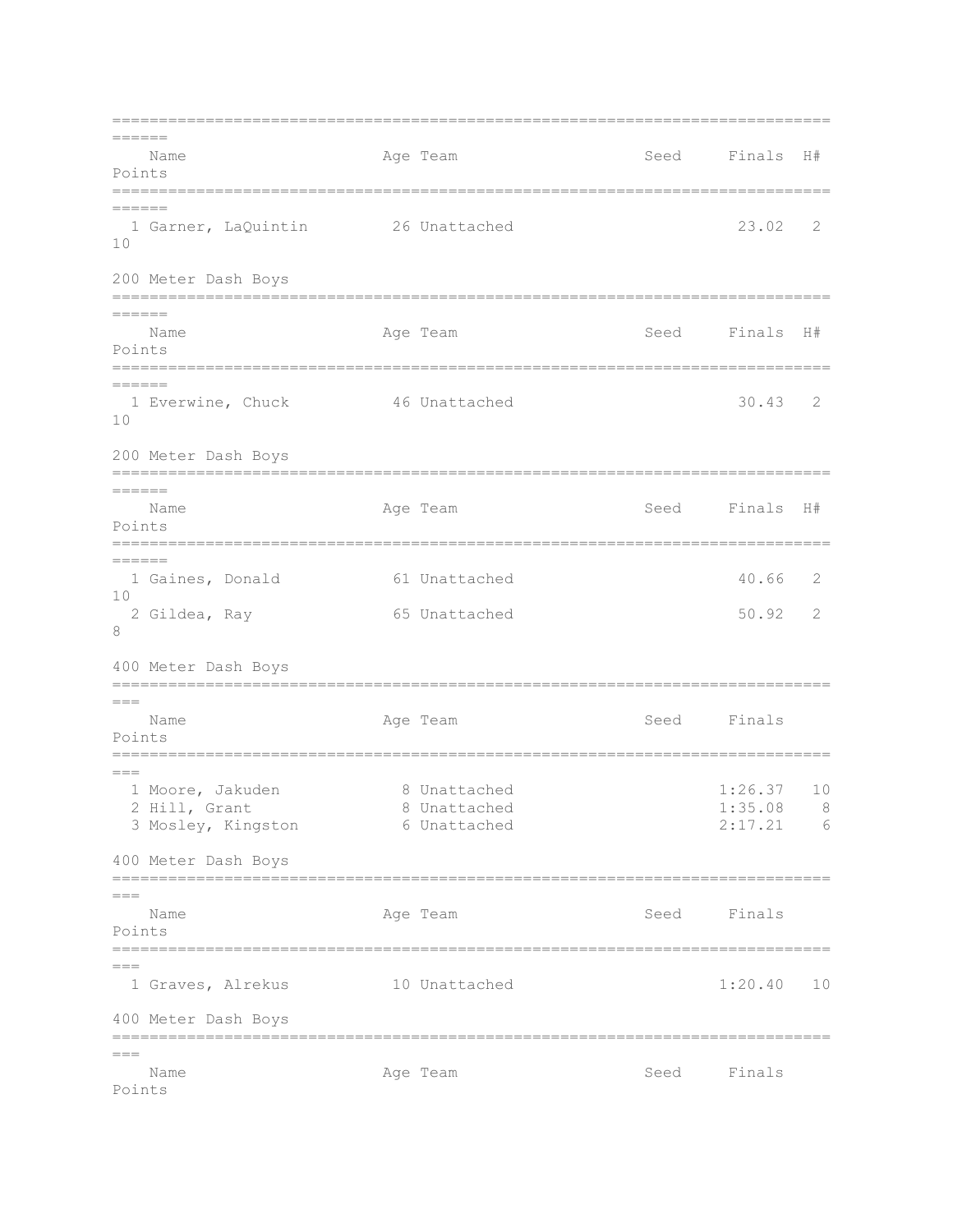| Name | Age | Team | Seed | Finals | H# | Points |
|---|---|---|---|---|---|---|
| 1 Garner, LaQuintin | 26 | Unattached | | 23.02 | 2 | 10 |

## 200 Meter Dash Boys

| Name | Age | Team | Seed | Finals | H# | Points |
|---|---|---|---|---|---|---|
| 1 Everwine, Chuck | 46 | Unattached | | 30.43 | 2 | 10 |

## 200 Meter Dash Boys

| Name | Age | Team | Seed | Finals | H# | Points |
|---|---|---|---|---|---|---|
| 1 Gaines, Donald | 61 | Unattached | | 40.66 | 2 | 10 |
| 2 Gildea, Ray | 65 | Unattached | | 50.92 | 2 | 8 |

## 400 Meter Dash Boys

| Name | Age | Team | Seed | Finals | Points |
|---|---|---|---|---|---|
| 1 Moore, Jakuden | 8 | Unattached | | 1:26.37 | 10 |
| 2 Hill, Grant | 8 | Unattached | | 1:35.08 | 8 |
| 3 Mosley, Kingston | 6 | Unattached | | 2:17.21 | 6 |

## 400 Meter Dash Boys

| Name | Age | Team | Seed | Finals | Points |
|---|---|---|---|---|---|
| 1 Graves, Alrekus | 10 | Unattached | | 1:20.40 | 10 |

## 400 Meter Dash Boys

| Name | Age | Team | Seed | Finals | Points |
|---|---|---|---|---|---|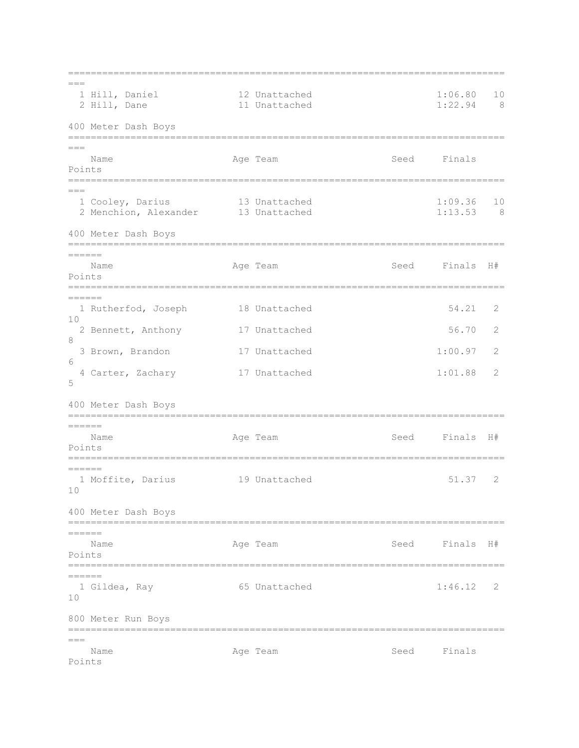| | Name | Age | Team | Seed | Finals | Points |
|---|---|---|---|---|---|---|
| 1 | Hill, Daniel | 12 | Unattached | | 1:06.80 | 10 |
| 2 | Hill, Dane | 11 | Unattached | | 1:22.94 | 8 |

## 400 Meter Dash Boys

| | Name | Age | Team | Seed | Finals | Points |
|---|---|---|---|---|---|---|
| 1 | Cooley, Darius | 13 | Unattached | | 1:09.36 | 10 |
| 2 | Menchion, Alexander | 13 | Unattached | | 1:13.53 | 8 |

## 400 Meter Dash Boys

| | Name | Age | Team | Seed | Finals | H# | Points |
|---|---|---|---|---|---|---|---|
| 1 | Rutherfod, Joseph | 18 | Unattached | | 54.21 | 2 | 10 |
| 2 | Bennett, Anthony | 17 | Unattached | | 56.70 | 2 | 8 |
| 3 | Brown, Brandon | 17 | Unattached | | 1:00.97 | 2 | 6 |
| 4 | Carter, Zachary | 17 | Unattached | | 1:01.88 | 2 | 5 |

## 400 Meter Dash Boys

| | Name | Age | Team | Seed | Finals | H# | Points |
|---|---|---|---|---|---|---|---|
| 1 | Moffite, Darius | 19 | Unattached | | 51.37 | 2 | 10 |

## 400 Meter Dash Boys

| | Name | Age | Team | Seed | Finals | H# | Points |
|---|---|---|---|---|---|---|---|
| 1 | Gildea, Ray | 65 | Unattached | | 1:46.12 | 2 | 10 |

## 800 Meter Run Boys

| | Name | Age | Team | Seed | Finals | Points |
|---|---|---|---|---|---|---|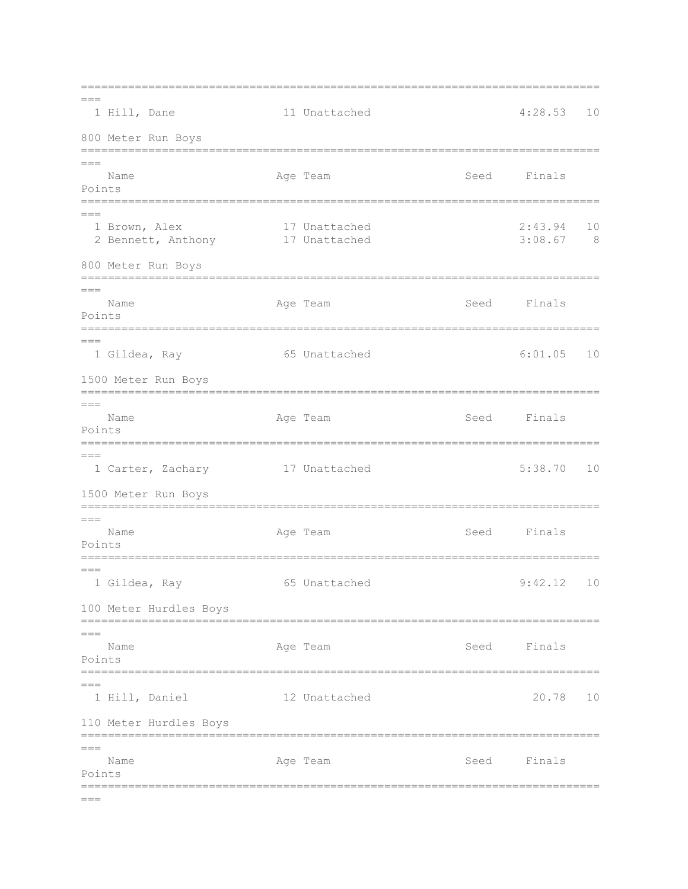| Place | Name | Age | Team | Seed | Finals | Points |
|---|---|---|---|---|---|---|
| 1 | Hill, Dane | 11 | Unattached | | 4:28.53 | 10 |

## 800 Meter Run Boys

| Place | Name | Age | Team | Seed | Finals | Points |
|---|---|---|---|---|---|---|
| 1 | Brown, Alex | 17 | Unattached | | 2:43.94 | 10 |
| 2 | Bennett, Anthony | 17 | Unattached | | 3:08.67 | 8 |

## 800 Meter Run Boys

| Place | Name | Age | Team | Seed | Finals | Points |
|---|---|---|---|---|---|---|
| 1 | Gildea, Ray | 65 | Unattached | | 6:01.05 | 10 |

## 1500 Meter Run Boys

| Place | Name | Age | Team | Seed | Finals | Points |
|---|---|---|---|---|---|---|
| 1 | Carter, Zachary | 17 | Unattached | | 5:38.70 | 10 |

## 1500 Meter Run Boys

| Place | Name | Age | Team | Seed | Finals | Points |
|---|---|---|---|---|---|---|
| 1 | Gildea, Ray | 65 | Unattached | | 9:42.12 | 10 |

## 100 Meter Hurdles Boys

| Place | Name | Age | Team | Seed | Finals | Points |
|---|---|---|---|---|---|---|
| 1 | Hill, Daniel | 12 | Unattached | | 20.78 | 10 |

## 110 Meter Hurdles Boys

| Place | Name | Age | Team | Seed | Finals | Points |
|---|---|---|---|---|---|---|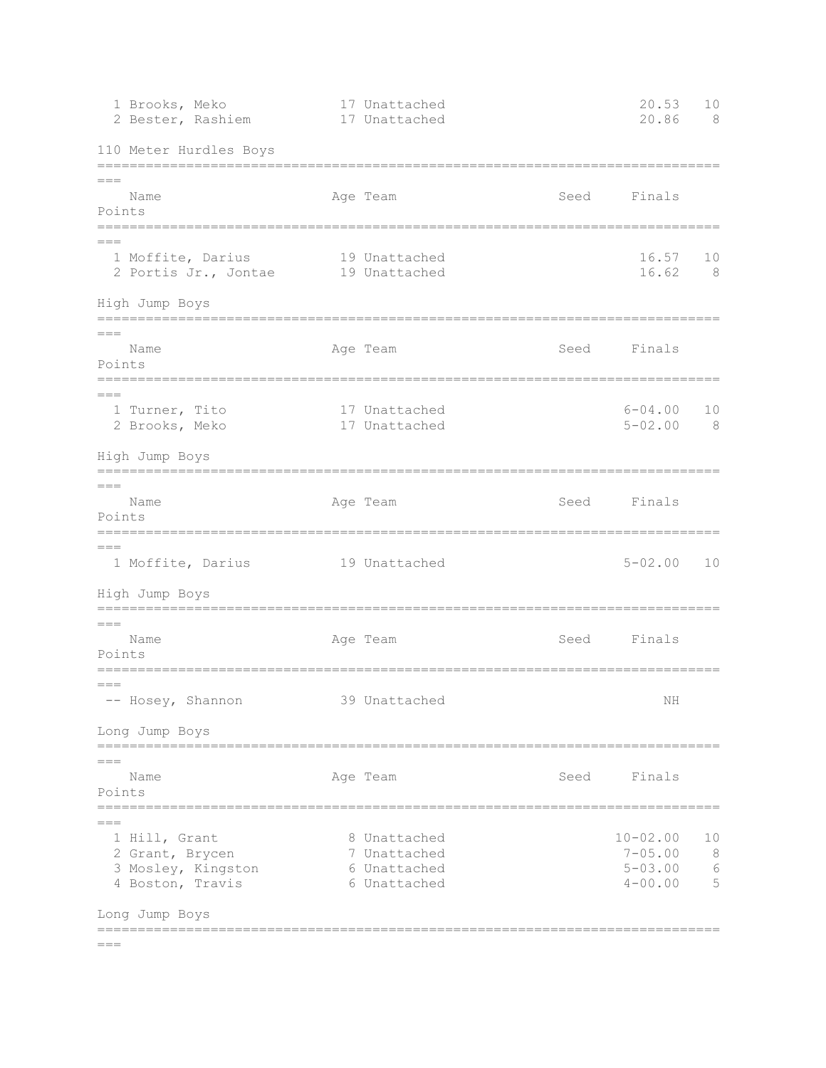| Name | Age | Team | Seed | Finals | Points |
|---|---|---|---|---|---|
| 1 Brooks, Meko | 17 | Unattached | | 20.53 | 10 |
| 2 Bester, Rashiem | 17 | Unattached | | 20.86 | 8 |

110 Meter Hurdles Boys

| Name | Age | Team | Seed | Finals | Points |
|---|---|---|---|---|---|
| 1 Moffite, Darius | 19 | Unattached | | 16.57 | 10 |
| 2 Portis Jr., Jontae | 19 | Unattached | | 16.62 | 8 |

High Jump Boys

| Name | Age | Team | Seed | Finals | Points |
|---|---|---|---|---|---|
| 1 Turner, Tito | 17 | Unattached | | 6-04.00 | 10 |
| 2 Brooks, Meko | 17 | Unattached | | 5-02.00 | 8 |

High Jump Boys

| Name | Age | Team | Seed | Finals | Points |
|---|---|---|---|---|---|
| 1 Moffite, Darius | 19 | Unattached | | 5-02.00 | 10 |

High Jump Boys

| Name | Age | Team | Seed | Finals | Points |
|---|---|---|---|---|---|
| -- Hosey, Shannon | 39 | Unattached | | NH | |

Long Jump Boys

| Name | Age | Team | Seed | Finals | Points |
|---|---|---|---|---|---|
| 1 Hill, Grant | 8 | Unattached | | 10-02.00 | 10 |
| 2 Grant, Brycen | 7 | Unattached | | 7-05.00 | 8 |
| 3 Mosley, Kingston | 6 | Unattached | | 5-03.00 | 6 |
| 4 Boston, Travis | 6 | Unattached | | 4-00.00 | 5 |

Long Jump Boys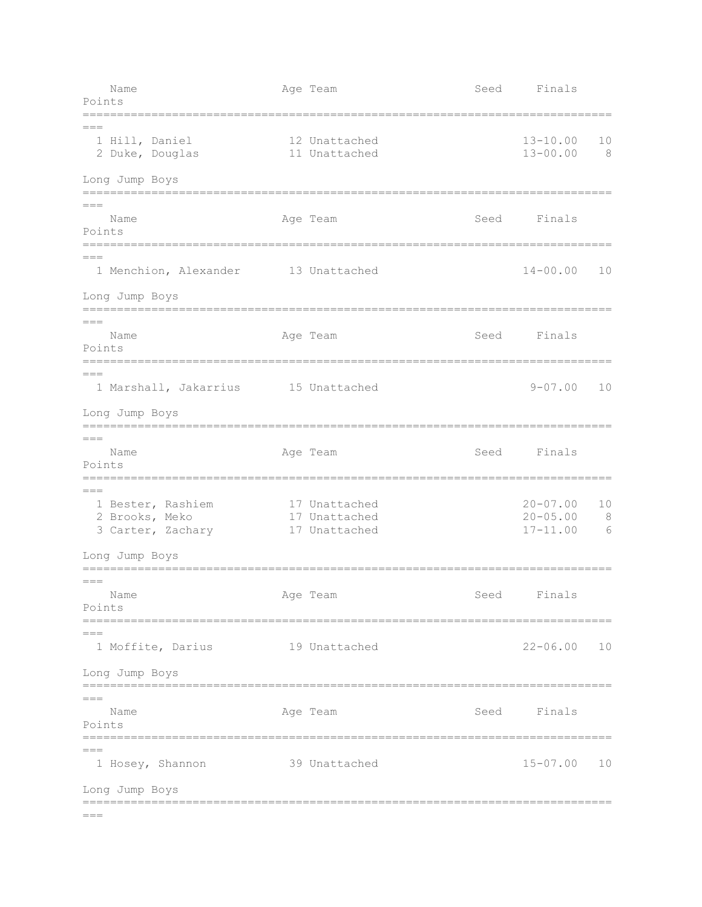| | Name | Age | Team | Seed | Finals | Points |
|---|---|---|---|---|---|---|
| 1 | Hill, Daniel | 12 | Unattached | | 13-10.00 | 10 |
| 2 | Duke, Douglas | 11 | Unattached | | 13-00.00 | 8 |

## Long Jump Boys

| | Name | Age | Team | Seed | Finals | Points |
|---|---|---|---|---|---|---|
| 1 | Menchion, Alexander | 13 | Unattached | | 14-00.00 | 10 |

## Long Jump Boys

| | Name | Age | Team | Seed | Finals | Points |
|---|---|---|---|---|---|---|
| 1 | Marshall, Jakarrius | 15 | Unattached | | 9-07.00 | 10 |

## Long Jump Boys

| | Name | Age | Team | Seed | Finals | Points |
|---|---|---|---|---|---|---|
| 1 | Bester, Rashiem | 17 | Unattached | | 20-07.00 | 10 |
| 2 | Brooks, Meko | 17 | Unattached | | 20-05.00 | 8 |
| 3 | Carter, Zachary | 17 | Unattached | | 17-11.00 | 6 |

## Long Jump Boys

| | Name | Age | Team | Seed | Finals | Points |
|---|---|---|---|---|---|---|
| 1 | Moffite, Darius | 19 | Unattached | | 22-06.00 | 10 |

## Long Jump Boys

| | Name | Age | Team | Seed | Finals | Points |
|---|---|---|---|---|---|---|
| 1 | Hosey, Shannon | 39 | Unattached | | 15-07.00 | 10 |

## Long Jump Boys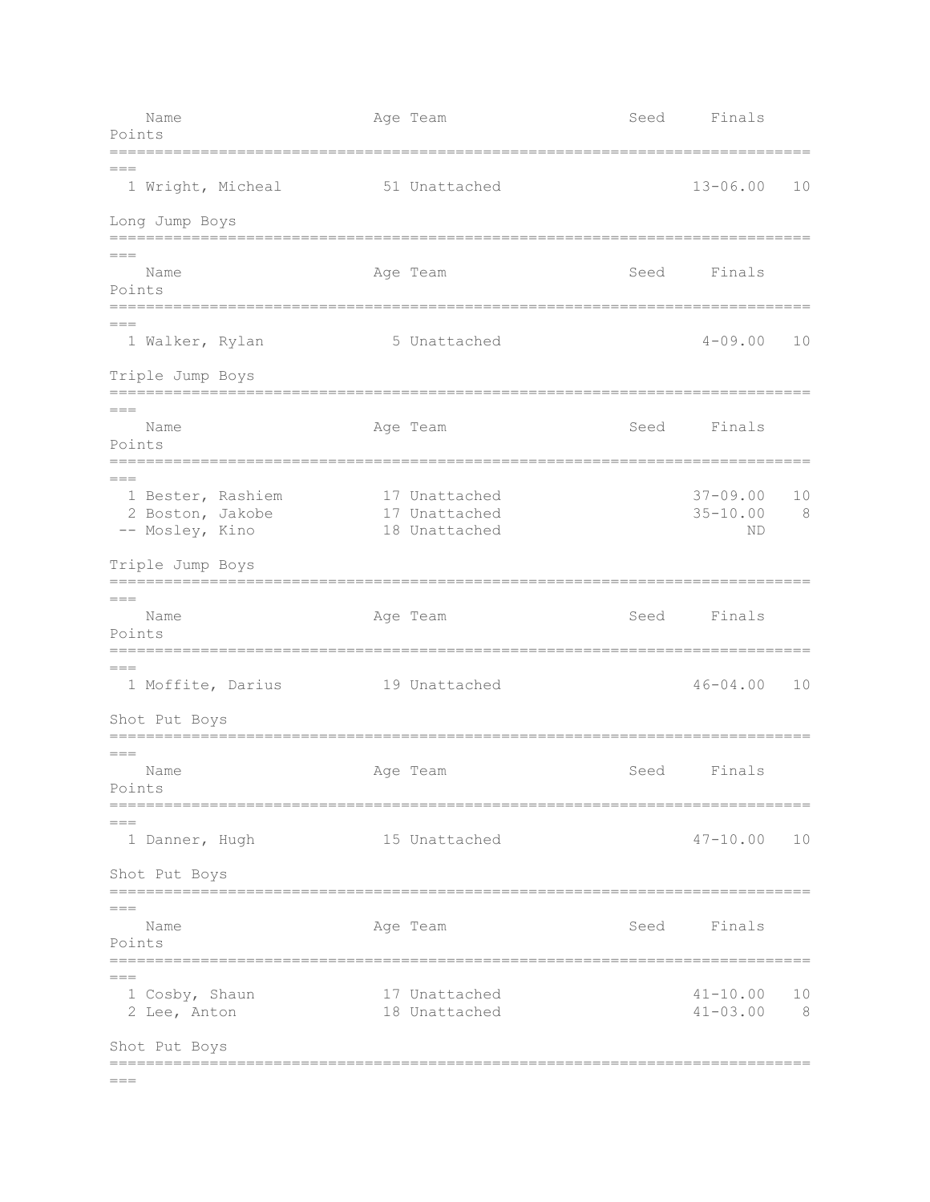| Name | Age | Team | Seed | Finals | Points |
|---|---|---|---|---|---|
| 1 Wright, Micheal | 51 | Unattached | | 13-06.00 | 10 |

## Long Jump Boys

| Name | Age | Team | Seed | Finals | Points |
|---|---|---|---|---|---|
| 1 Walker, Rylan | 5 | Unattached | | 4-09.00 | 10 |

## Triple Jump Boys

| Name | Age | Team | Seed | Finals | Points |
|---|---|---|---|---|---|
| 1 Bester, Rashiem | 17 | Unattached | | 37-09.00 | 10 |
| 2 Boston, Jakobe | 17 | Unattached | | 35-10.00 | 8 |
| -- Mosley, Kino | 18 | Unattached | | ND | |

## Triple Jump Boys

| Name | Age | Team | Seed | Finals | Points |
|---|---|---|---|---|---|
| 1 Moffite, Darius | 19 | Unattached | | 46-04.00 | 10 |

## Shot Put Boys

| Name | Age | Team | Seed | Finals | Points |
|---|---|---|---|---|---|
| 1 Danner, Hugh | 15 | Unattached | | 47-10.00 | 10 |

## Shot Put Boys

| Name | Age | Team | Seed | Finals | Points |
|---|---|---|---|---|---|
| 1 Cosby, Shaun | 17 | Unattached | | 41-10.00 | 10 |
| 2 Lee, Anton | 18 | Unattached | | 41-03.00 | 8 |

## Shot Put Boys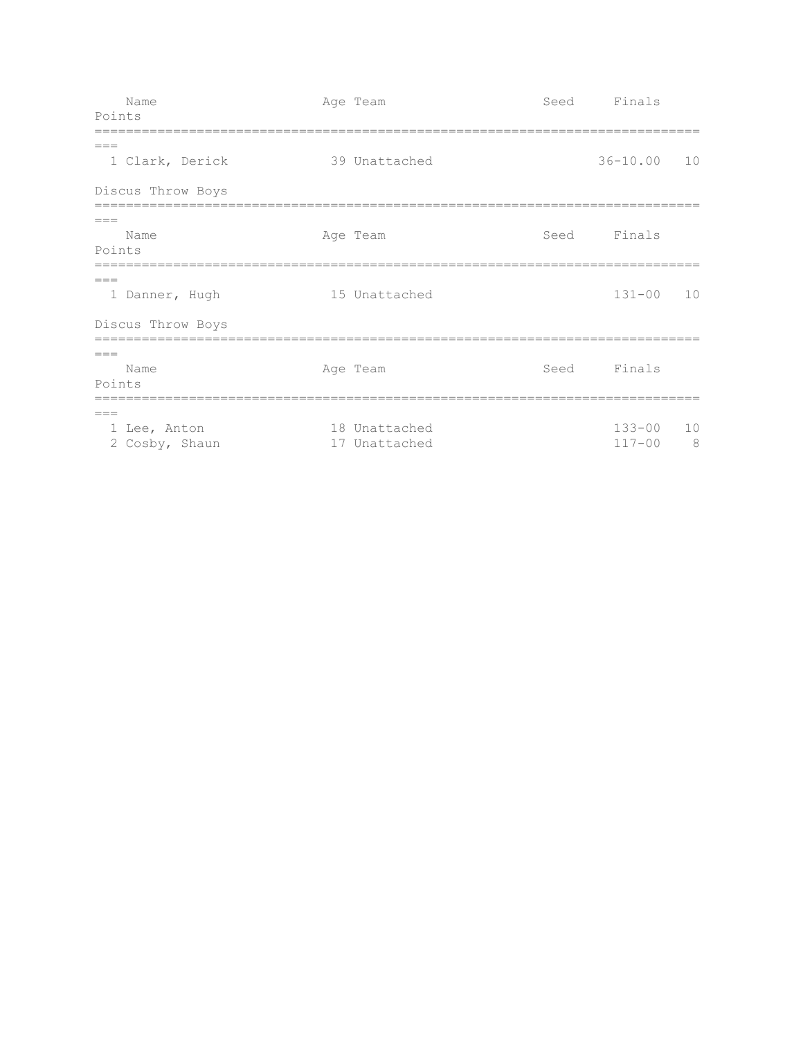| Name | Age | Team | Seed | Finals | Points |
|---|---|---|---|---|---|
| 1 Clark, Derick | 39 | Unattached | | 36-10.00 | 10 |

Discus Throw Boys

| Name | Age | Team | Seed | Finals | Points |
|---|---|---|---|---|---|
| 1 Danner, Hugh | 15 | Unattached | | 131-00 | 10 |

Discus Throw Boys

| Name | Age | Team | Seed | Finals | Points |
|---|---|---|---|---|---|
| 1 Lee, Anton | 18 | Unattached | | 133-00 | 10 |
| 2 Cosby, Shaun | 17 | Unattached | | 117-00 | 8 |